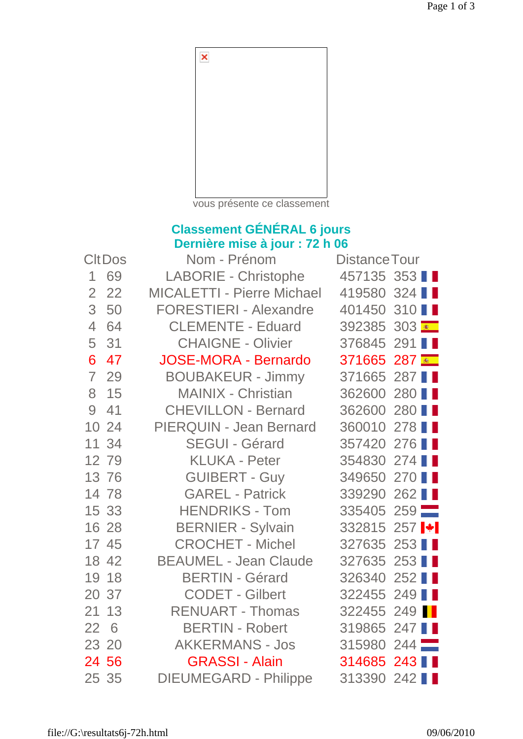vous présente ce classement

## Classement GÉNÉRAL 6 jours
## Dernière mise à jour : 72 h 06

| Clt | Dos | Nom - Prénom | Distance | Tour |
|---|---|---|---|---|
| 1 | 69 | LABORIE - Christophe | 457135 | 353 |
| 2 | 22 | MICALETTI - Pierre Michael | 419580 | 324 |
| 3 | 50 | FORESTIERI - Alexandre | 401450 | 310 |
| 4 | 64 | CLEMENTE - Eduard | 392385 | 303 |
| 5 | 31 | CHAIGNE - Olivier | 376845 | 291 |
| 6 | 47 | JOSE-MORA - Bernardo | 371665 | 287 |
| 7 | 29 | BOUBAKEUR - Jimmy | 371665 | 287 |
| 8 | 15 | MAINIX - Christian | 362600 | 280 |
| 9 | 41 | CHEVILLON - Bernard | 362600 | 280 |
| 10 | 24 | PIERQUIN - Jean Bernard | 360010 | 278 |
| 11 | 34 | SEGUI - Gérard | 357420 | 276 |
| 12 | 79 | KLUKA - Peter | 354830 | 274 |
| 13 | 76 | GUIBERT - Guy | 349650 | 270 |
| 14 | 78 | GAREL - Patrick | 339290 | 262 |
| 15 | 33 | HENDRIKS - Tom | 335405 | 259 |
| 16 | 28 | BERNIER - Sylvain | 332815 | 257 |
| 17 | 45 | CROCHET - Michel | 327635 | 253 |
| 18 | 42 | BEAUMEL - Jean Claude | 327635 | 253 |
| 19 | 18 | BERTIN - Gérard | 326340 | 252 |
| 20 | 37 | CODET - Gilbert | 322455 | 249 |
| 21 | 13 | RENUART - Thomas | 322455 | 249 |
| 22 | 6 | BERTIN - Robert | 319865 | 247 |
| 23 | 20 | AKKERMANS - Jos | 315980 | 244 |
| 24 | 56 | GRASSI - Alain | 314685 | 243 |
| 25 | 35 | DIEUMEGARD - Philippe | 313390 | 242 |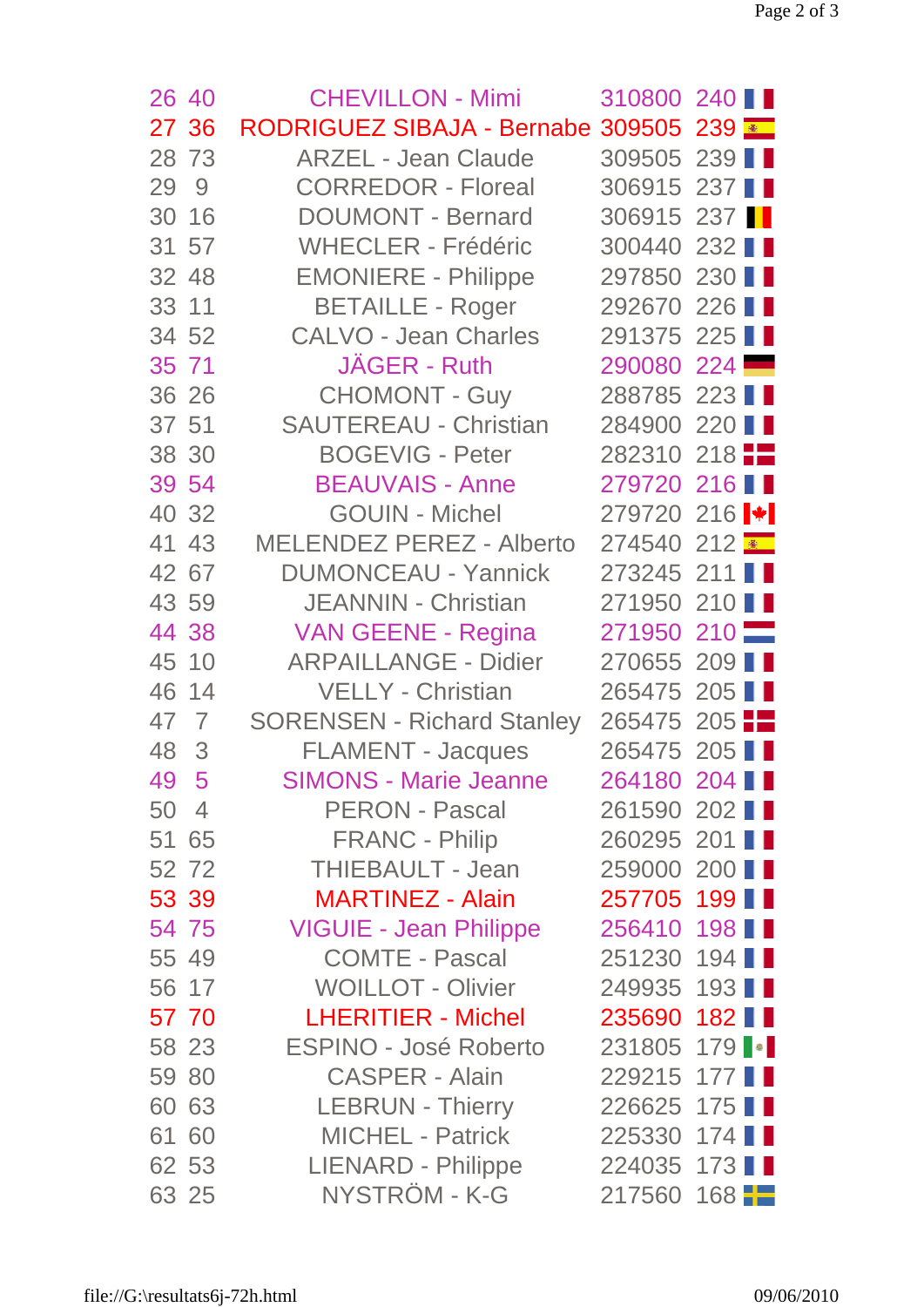| | | | | | |
|---|---|---|---|---|---|
| 26 | 40 | CHEVILLON - Mimi | 310800 | 240 | |
| 27 | 36 | RODRIGUEZ SIBAJA - Bernabe | 309505 | 239 | |
| 28 | 73 | ARZEL - Jean Claude | 309505 | 239 | |
| 29 | 9 | CORREDOR - Floreal | 306915 | 237 | |
| 30 | 16 | DOUMONT - Bernard | 306915 | 237 | |
| 31 | 57 | WHECLER - Frédéric | 300440 | 232 | |
| 32 | 48 | EMONIERE - Philippe | 297850 | 230 | |
| 33 | 11 | BETAILLE - Roger | 292670 | 226 | |
| 34 | 52 | CALVO - Jean Charles | 291375 | 225 | |
| 35 | 71 | JÄGER - Ruth | 290080 | 224 | |
| 36 | 26 | CHOMONT - Guy | 288785 | 223 | |
| 37 | 51 | SAUTEREAU - Christian | 284900 | 220 | |
| 38 | 30 | BOGEVIG - Peter | 282310 | 218 | |
| 39 | 54 | BEAUVAIS - Anne | 279720 | 216 | |
| 40 | 32 | GOUIN - Michel | 279720 | 216 | |
| 41 | 43 | MELENDEZ PEREZ - Alberto | 274540 | 212 | |
| 42 | 67 | DUMONCEAU - Yannick | 273245 | 211 | |
| 43 | 59 | JEANNIN - Christian | 271950 | 210 | |
| 44 | 38 | VAN GEENE - Regina | 271950 | 210 | |
| 45 | 10 | ARPAILLANGE - Didier | 270655 | 209 | |
| 46 | 14 | VELLY - Christian | 265475 | 205 | |
| 47 | 7 | SORENSEN - Richard Stanley | 265475 | 205 | |
| 48 | 3 | FLAMENT - Jacques | 265475 | 205 | |
| 49 | 5 | SIMONS - Marie Jeanne | 264180 | 204 | |
| 50 | 4 | PERON - Pascal | 261590 | 202 | |
| 51 | 65 | FRANC - Philip | 260295 | 201 | |
| 52 | 72 | THIEBAULT - Jean | 259000 | 200 | |
| 53 | 39 | MARTINEZ - Alain | 257705 | 199 | |
| 54 | 75 | VIGUIE - Jean Philippe | 256410 | 198 | |
| 55 | 49 | COMTE - Pascal | 251230 | 194 | |
| 56 | 17 | WOILLOT - Olivier | 249935 | 193 | |
| 57 | 70 | LHERITIER - Michel | 235690 | 182 | |
| 58 | 23 | ESPINO - José Roberto | 231805 | 179 | |
| 59 | 80 | CASPER - Alain | 229215 | 177 | |
| 60 | 63 | LEBRUN - Thierry | 226625 | 175 | |
| 61 | 60 | MICHEL - Patrick | 225330 | 174 | |
| 62 | 53 | LIENARD - Philippe | 224035 | 173 | |
| 63 | 25 | NYSTRÖM - K-G | 217560 | 168 | |

file://G:\resultats6j-72h.html 09/06/2010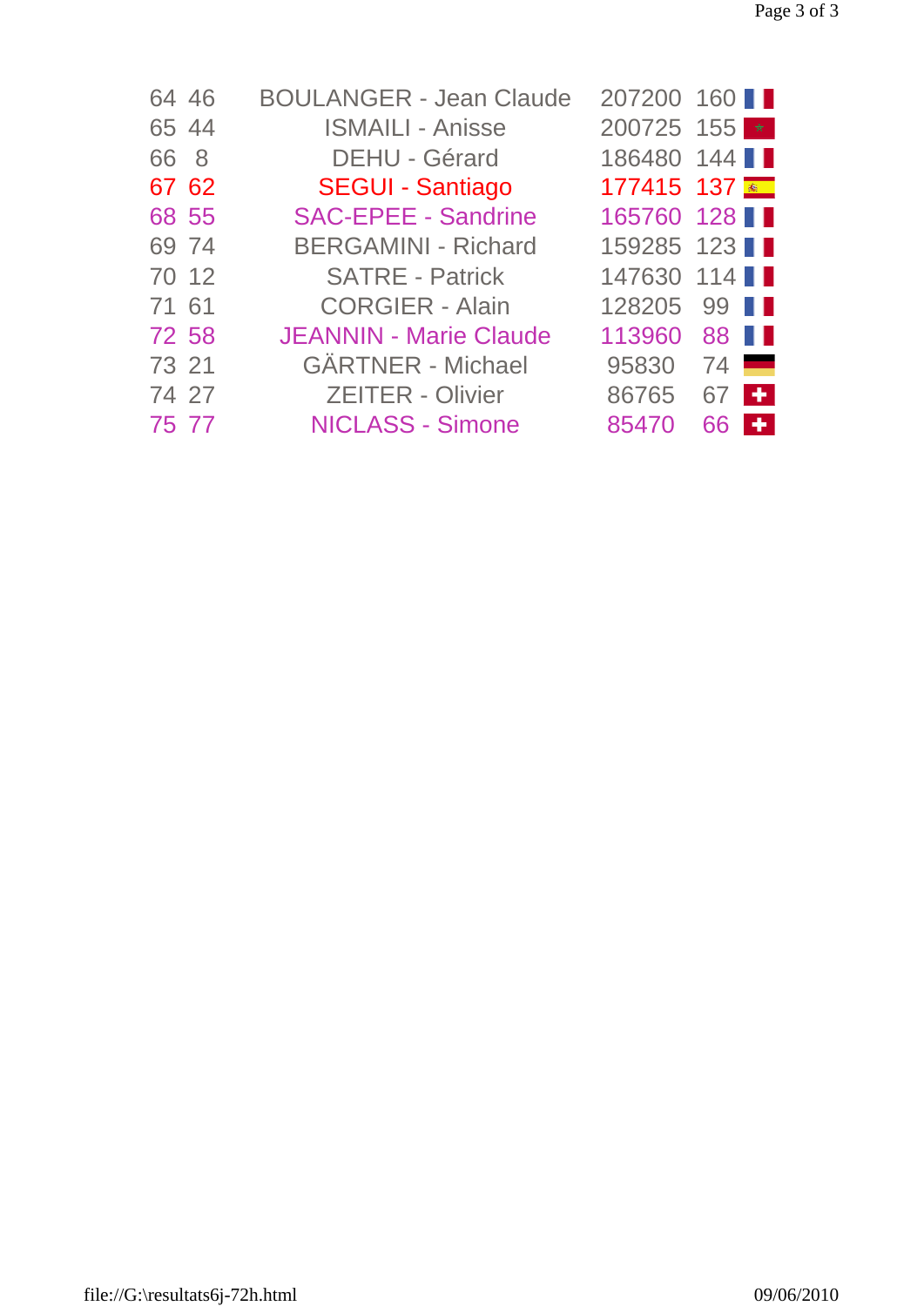| | | | | | |
|---|---|---|---|---|---|
| 64 | 46 | BOULANGER - Jean Claude | 207200 | 160 | |
| 65 | 44 | ISMAILI - Anisse | 200725 | 155 | |
| 66 | 8 | DEHU - Gérard | 186480 | 144 | |
| 67 | 62 | SEGUI - Santiago | 177415 | 137 | |
| 68 | 55 | SAC-EPEE - Sandrine | 165760 | 128 | |
| 69 | 74 | BERGAMINI - Richard | 159285 | 123 | |
| 70 | 12 | SATRE - Patrick | 147630 | 114 | |
| 71 | 61 | CORGIER - Alain | 128205 | 99 | |
| 72 | 58 | JEANNIN - Marie Claude | 113960 | 88 | |
| 73 | 21 | GÄRTNER - Michael | 95830 | 74 | |
| 74 | 27 | ZEITER - Olivier | 86765 | 67 | |
| 75 | 77 | NICLASS - Simone | 85470 | 66 | |

file://G:\resultats6j-72h.html 09/06/2010